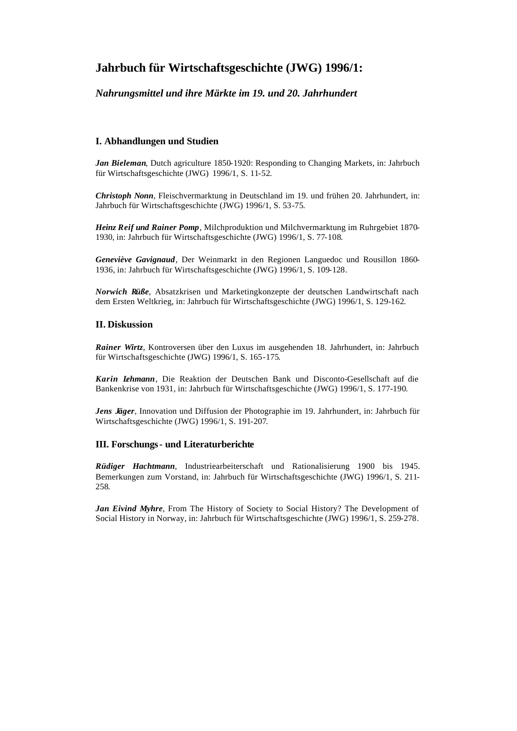# Jahrbuch für Wirtschaftsgeschichte (JWG) 1996/1:

### *Nahrungsmittel und ihre Märkte im 19. und 20. Jahrhundert*

## I. Abhandlungen und Studien

***Jan Bieleman***, Dutch agriculture 1850-1920: Responding to Changing Markets, in: Jahrbuch für Wirtschaftsgeschichte (JWG) 1996/1, S. 11-52.

***Christoph Nonn***, Fleischvermarktung in Deutschland im 19. und frühen 20. Jahrhundert, in: Jahrbuch für Wirtschaftsgeschichte (JWG) 1996/1, S. 53-75.

***Heinz Reif und Rainer Pomp***, Milchproduktion und Milchvermarktung im Ruhrgebiet 1870-1930, in: Jahrbuch für Wirtschaftsgeschichte (JWG) 1996/1, S. 77-108.

***Geneviève Gavignaud***, Der Weinmarkt in den Regionen Languedoc und Rousillon 1860-1936, in: Jahrbuch für Wirtschaftsgeschichte (JWG) 1996/1, S. 109-128.

***Norwich Rüße***, Absatzkrisen und Marketingkonzepte der deutschen Landwirtschaft nach dem Ersten Weltkrieg, in: Jahrbuch für Wirtschaftsgeschichte (JWG) 1996/1, S. 129-162.

## II. Diskussion

***Rainer Wirtz***, Kontroversen über den Luxus im ausgehenden 18. Jahrhundert, in: Jahrbuch für Wirtschaftsgeschichte (JWG) 1996/1, S. 165-175.

***Karin Lehmann***, Die Reaktion der Deutschen Bank und Disconto-Gesellschaft auf die Bankenkrise von 1931, in: Jahrbuch für Wirtschaftsgeschichte (JWG) 1996/1, S. 177-190.

***Jens Jäger***, Innovation und Diffusion der Photographie im 19. Jahrhundert, in: Jahrbuch für Wirtschaftsgeschichte (JWG) 1996/1, S. 191-207.

## III. Forschungs- und Literaturberichte

***Rüdiger Hachtmann***, Industriearbeiterschaft und Rationalisierung 1900 bis 1945. Bemerkungen zum Vorstand, in: Jahrbuch für Wirtschaftsgeschichte (JWG) 1996/1, S. 211-258.

***Jan Eivind Myhre***, From The History of Society to Social History? The Development of Social History in Norway, in: Jahrbuch für Wirtschaftsgeschichte (JWG) 1996/1, S. 259-278.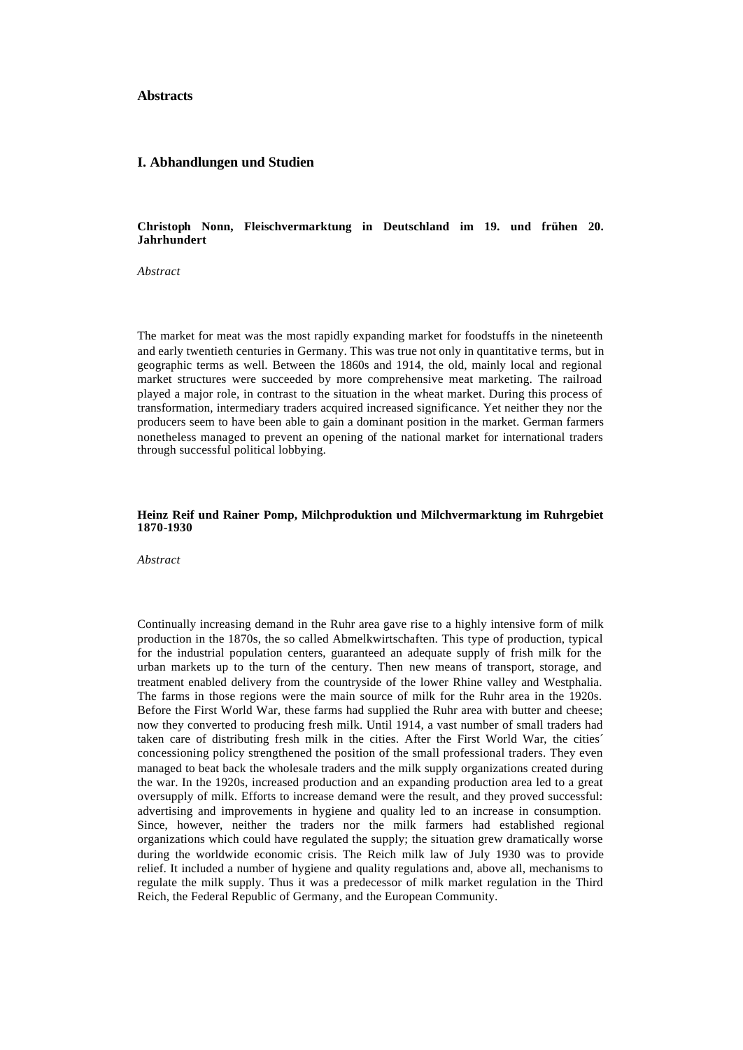## Abstracts

### I. Abhandlungen und Studien

**Christoph Nonn, Fleischvermarktung in Deutschland im 19. und frühen 20. Jahrhundert**

*Abstract*

The market for meat was the most rapidly expanding market for foodstuffs in the nineteenth and early twentieth centuries in Germany. This was true not only in quantitative terms, but in geographic terms as well. Between the 1860s and 1914, the old, mainly local and regional market structures were succeeded by more comprehensive meat marketing. The railroad played a major role, in contrast to the situation in the wheat market. During this process of transformation, intermediary traders acquired increased significance. Yet neither they nor the producers seem to have been able to gain a dominant position in the market. German farmers nonetheless managed to prevent an opening of the national market for international traders through successful political lobbying.

**Heinz Reif und Rainer Pomp, Milchproduktion und Milchvermarktung im Ruhrgebiet 1870-1930**

*Abstract*

Continually increasing demand in the Ruhr area gave rise to a highly intensive form of milk production in the 1870s, the so called Abmelkwirtschaften. This type of production, typical for the industrial population centers, guaranteed an adequate supply of frish milk for the urban markets up to the turn of the century. Then new means of transport, storage, and treatment enabled delivery from the countryside of the lower Rhine valley and Westphalia. The farms in those regions were the main source of milk for the Ruhr area in the 1920s. Before the First World War, these farms had supplied the Ruhr area with butter and cheese; now they converted to producing fresh milk. Until 1914, a vast number of small traders had taken care of distributing fresh milk in the cities. After the First World War, the cities´ concessioning policy strengthened the position of the small professional traders. They even managed to beat back the wholesale traders and the milk supply organizations created during the war. In the 1920s, increased production and an expanding production area led to a great oversupply of milk. Efforts to increase demand were the result, and they proved successful: advertising and improvements in hygiene and quality led to an increase in consumption. Since, however, neither the traders nor the milk farmers had established regional organizations which could have regulated the supply; the situation grew dramatically worse during the worldwide economic crisis. The Reich milk law of July 1930 was to provide relief. It included a number of hygiene and quality regulations and, above all, mechanisms to regulate the milk supply. Thus it was a predecessor of milk market regulation in the Third Reich, the Federal Republic of Germany, and the European Community.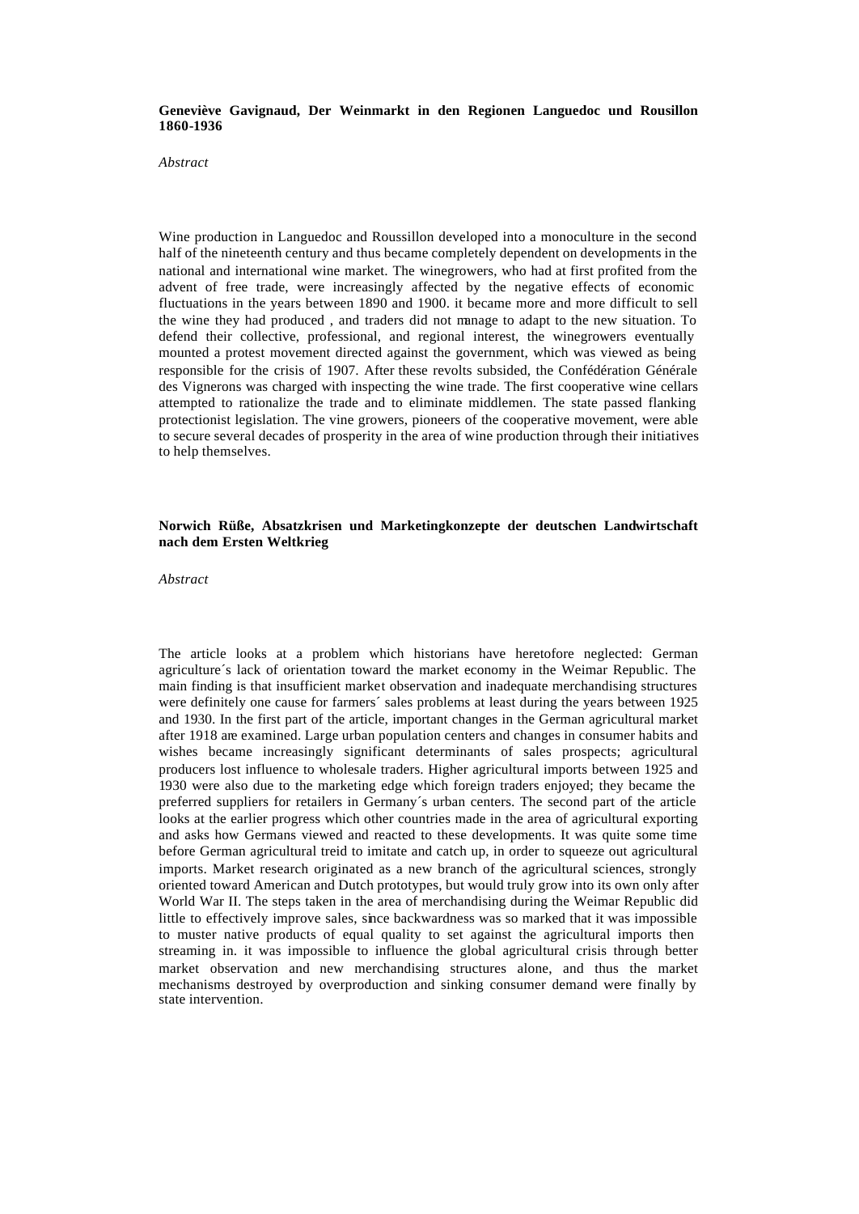**Geneviève Gavignaud, Der Weinmarkt in den Regionen Languedoc und Rousillon 1860-1936**

*Abstract*

Wine production in Languedoc and Roussillon developed into a monoculture in the second half of the nineteenth century and thus became completely dependent on developments in the national and international wine market. The winegrowers, who had at first profited from the advent of free trade, were increasingly affected by the negative effects of economic fluctuations in the years between 1890 and 1900. it became more and more difficult to sell the wine they had produced , and traders did not manage to adapt to the new situation. To defend their collective, professional, and regional interest, the winegrowers eventually mounted a protest movement directed against the government, which was viewed as being responsible for the crisis of 1907. After these revolts subsided, the Confédération Générale des Vignerons was charged with inspecting the wine trade. The first cooperative wine cellars attempted to rationalize the trade and to eliminate middlemen. The state passed flanking protectionist legislation. The vine growers, pioneers of the cooperative movement, were able to secure several decades of prosperity in the area of wine production through their initiatives to help themselves.

**Norwich Rüße, Absatzkrisen und Marketingkonzepte der deutschen Landwirtschaft nach dem Ersten Weltkrieg**

*Abstract*

The article looks at a problem which historians have heretofore neglected: German agriculture´s lack of orientation toward the market economy in the Weimar Republic. The main finding is that insufficient market observation and inadequate merchandising structures were definitely one cause for farmers´ sales problems at least during the years between 1925 and 1930. In the first part of the article, important changes in the German agricultural market after 1918 are examined. Large urban population centers and changes in consumer habits and wishes became increasingly significant determinants of sales prospects; agricultural producers lost influence to wholesale traders. Higher agricultural imports between 1925 and 1930 were also due to the marketing edge which foreign traders enjoyed; they became the preferred suppliers for retailers in Germany´s urban centers. The second part of the article looks at the earlier progress which other countries made in the area of agricultural exporting and asks how Germans viewed and reacted to these developments. It was quite some time before German agricultural treid to imitate and catch up, in order to squeeze out agricultural imports. Market research originated as a new branch of the agricultural sciences, strongly oriented toward American and Dutch prototypes, but would truly grow into its own only after World War II. The steps taken in the area of merchandising during the Weimar Republic did little to effectively improve sales, since backwardness was so marked that it was impossible to muster native products of equal quality to set against the agricultural imports then streaming in. it was impossible to influence the global agricultural crisis through better market observation and new merchandising structures alone, and thus the market mechanisms destroyed by overproduction and sinking consumer demand were finally by state intervention.